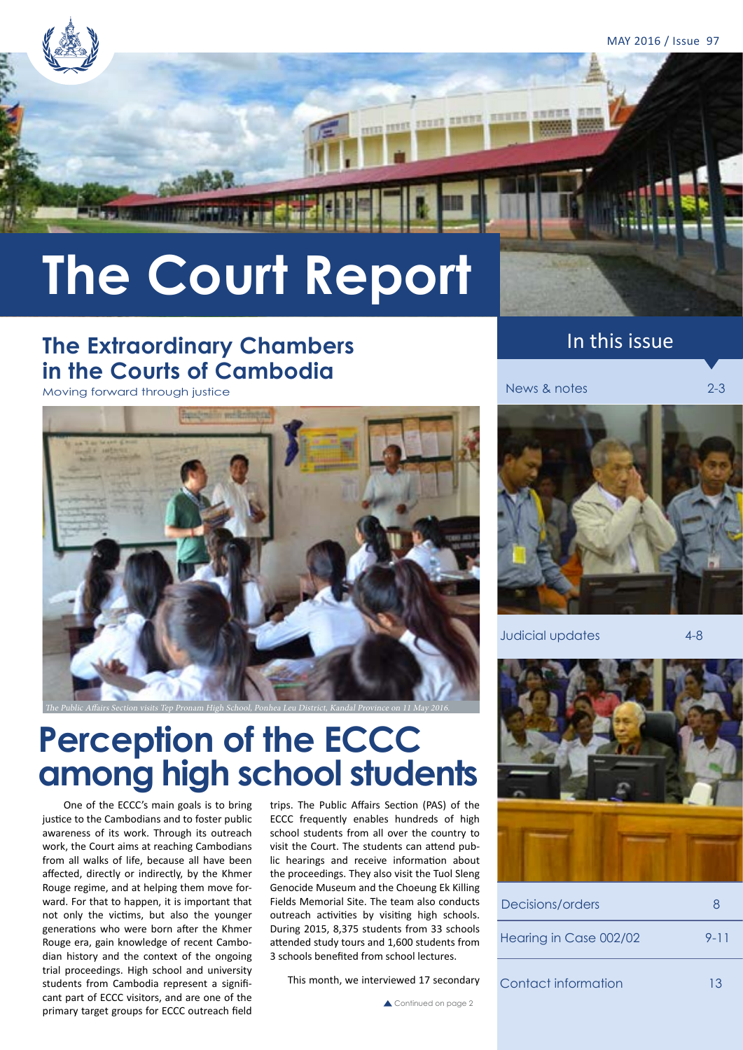# The Court Report

## The Extraordinary Chambers in the Courts of Cambodia

Moving forward through justice

*The Public Affairs Section visits Tep Pronam High School, Ponhea Leu District, Kandal Province on 11 May 2016.*

# Perception of the ECCC among high school students

One of the ECCC's main goals is to bring justice to the Cambodians and to foster public awareness of its work. Through its outreach work, the Court aims at reaching Cambodians from all walks of life, because all have been affected, directly or indirectly, by the Khmer Rouge regime, and at helping them move forward. For that to happen, it is important that not only the victims, but also the younger generations who were born after the Khmer Rouge era, gain knowledge of recent Cambodian history and the context of the ongoing trial proceedings. High school and university students from Cambodia represent a significant part of ECCC visitors, and are one of the primary target groups for ECCC outreach field trips. The Public Affairs Section (PAS) of the ECCC frequently enables hundreds of high school students from all over the country to visit the Court. The students can attend public hearings and receive information about the proceedings. They also visit the Tuol Sleng Genocide Museum and the Choeung Ek Killing Fields Memorial Site. The team also conducts outreach activities by visiting high schools. During 2015, 8,375 students from 33 schools attended study tours and 1,600 students from 3 schools benefited from school lectures.

This month, we interviewed 17 secondary

▲ Continued on page 2

## In this issue

| | |
|---|---|
| News & notes | 2-3 |
| Judicial updates | 4-8 |
| Decisions/orders | 8 |
| Hearing in Case 002/02 | 9-11 |
| Contact information | 13 |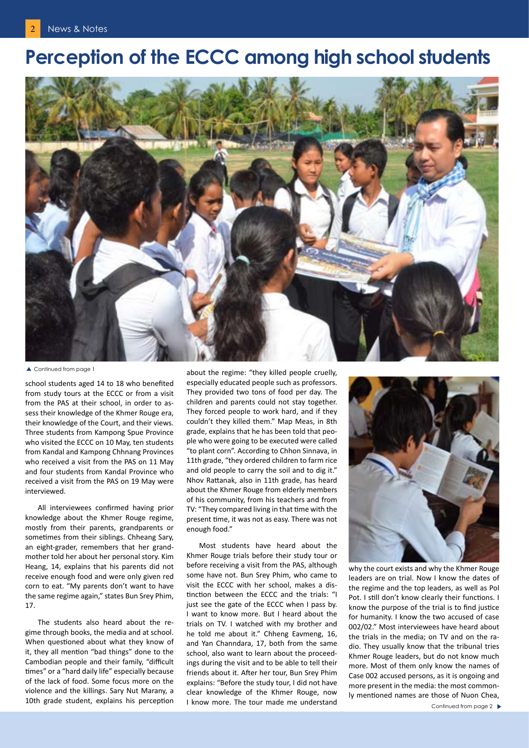# Perception of the ECCC among high school students

▲ Continued from page 1

school students aged 14 to 18 who benefited from study tours at the ECCC or from a visit from the PAS at their school, in order to assess their knowledge of the Khmer Rouge era, their knowledge of the Court, and their views. Three students from Kampong Spue Province who visited the ECCC on 10 May, ten students from Kandal and Kampong Chhnang Provinces who received a visit from the PAS on 11 May and four students from Kandal Province who received a visit from the PAS on 19 May were interviewed.

All interviewees confirmed having prior knowledge about the Khmer Rouge regime, mostly from their parents, grandparents or sometimes from their siblings. Chheang Sary, an eight-grader, remembers that her grandmother told her about her personal story. Kim Heang, 14, explains that his parents did not receive enough food and were only given red corn to eat. "My parents don't want to have the same regime again," states Bun Srey Phim, 17.

The students also heard about the regime through books, the media and at school. When questioned about what they know of it, they all mention "bad things" done to the Cambodian people and their family, "difficult times" or a "hard daily life" especially because of the lack of food. Some focus more on the violence and the killings. Sary Nut Marany, a 10th grade student, explains his perception about the regime: "they killed people cruelly, especially educated people such as professors. They provided two tons of food per day. The children and parents could not stay together. They forced people to work hard, and if they couldn't they killed them." Map Meas, in 8th grade, explains that he has been told that people who were going to be executed were called "to plant corn". According to Chhon Sinnava, in 11th grade, "they ordered children to farm rice and old people to carry the soil and to dig it." Nhov Rattanak, also in 11th grade, has heard about the Khmer Rouge from elderly members of his community, from his teachers and from TV: "They compared living in that time with the present time, it was not as easy. There was not enough food."

Most students have heard about the Khmer Rouge trials before their study tour or before receiving a visit from the PAS, although some have not. Bun Srey Phim, who came to visit the ECCC with her school, makes a distinction between the ECCC and the trials: "I just see the gate of the ECCC when I pass by. I want to know more. But I heard about the trials on TV. I watched with my brother and he told me about it." Chheng Eavmeng, 16, and Yan Channdara, 17, both from the same school, also want to learn about the proceedings during the visit and to be able to tell their friends about it. After her tour, Bun Srey Phim explains: "Before the study tour, I did not have clear knowledge of the Khmer Rouge, now I know more. The tour made me understand why the court exists and why the Khmer Rouge leaders are on trial. Now I know the dates of the regime and the top leaders, as well as Pol Pot. I still don't know clearly their functions. I know the purpose of the trial is to find justice for humanity. I know the two accused of case 002/02." Most interviewees have heard about the trials in the media; on TV and on the radio. They usually know that the tribunal tries Khmer Rouge leaders, but do not know much more. Most of them only know the names of Case 002 accused persons, as it is ongoing and more present in the media: the most commonly mentioned names are those of Nuon Chea,

Continued from page 2 ▶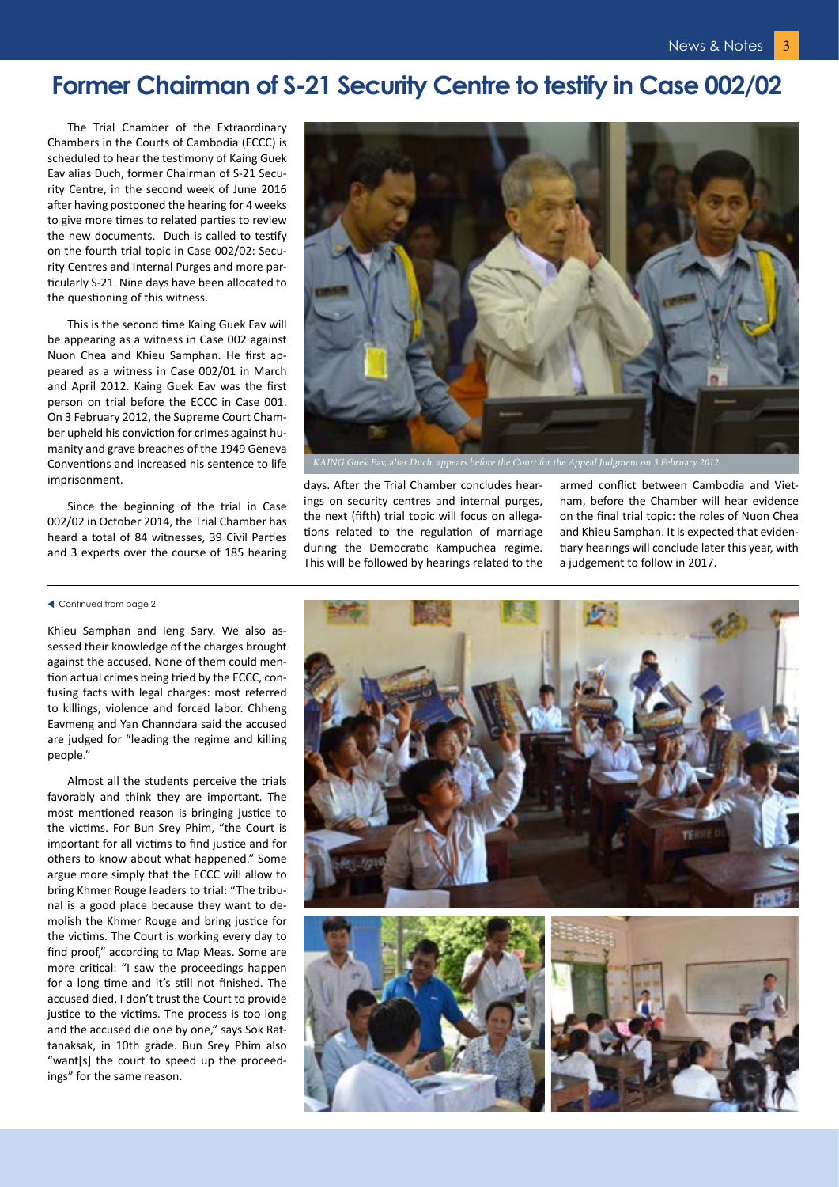# Former Chairman of S-21 Security Centre to testify in Case 002/02

The Trial Chamber of the Extraordinary Chambers in the Courts of Cambodia (ECCC) is scheduled to hear the testimony of Kaing Guek Eav alias Duch, former Chairman of S-21 Security Centre, in the second week of June 2016 after having postponed the hearing for 4 weeks to give more times to related parties to review the new documents. Duch is called to testify on the fourth trial topic in Case 002/02: Security Centres and Internal Purges and more particularly S-21. Nine days have been allocated to the questioning of this witness.

This is the second time Kaing Guek Eav will be appearing as a witness in Case 002 against Nuon Chea and Khieu Samphan. He first appeared as a witness in Case 002/01 in March and April 2012. Kaing Guek Eav was the first person on trial before the ECCC in Case 001. On 3 February 2012, the Supreme Court Chamber upheld his conviction for crimes against humanity and grave breaches of the 1949 Geneva Conventions and increased his sentence to life imprisonment.

Since the beginning of the trial in Case 002/02 in October 2014, the Trial Chamber has heard a total of 84 witnesses, 39 Civil Parties and 3 experts over the course of 185 hearing days. After the Trial Chamber concludes hearings on security centres and internal purges, the next (fifth) trial topic will focus on allegations related to the regulation of marriage during the Democratic Kampuchea regime. This will be followed by hearings related to the armed conflict between Cambodia and Vietnam, before the Chamber will hear evidence on the final trial topic: the roles of Nuon Chea and Khieu Samphan. It is expected that evidentiary hearings will conclude later this year, with a judgement to follow in 2017.

*KAING Guek Eav, alias Duch, appears before the Court for the Appeal Judgment on 3 February 2012.*

---

◀ Continued from page 2

Khieu Samphan and Ieng Sary. We also assessed their knowledge of the charges brought against the accused. None of them could mention actual crimes being tried by the ECCC, confusing facts with legal charges: most referred to killings, violence and forced labor. Chheng Eavmeng and Yan Channdara said the accused are judged for "leading the regime and killing people."

Almost all the students perceive the trials favorably and think they are important. The most mentioned reason is bringing justice to the victims. For Bun Srey Phim, "the Court is important for all victims to find justice and for others to know about what happened." Some argue more simply that the ECCC will allow to bring Khmer Rouge leaders to trial: "The tribunal is a good place because they want to demolish the Khmer Rouge and bring justice for the victims. The Court is working every day to find proof," according to Map Meas. Some are more critical: "I saw the proceedings happen for a long time and it's still not finished. The accused died. I don't trust the Court to provide justice to the victims. The process is too long and the accused die one by one," says Sok Rattanaksak, in 10th grade. Bun Srey Phim also "want[s] the court to speed up the proceedings" for the same reason.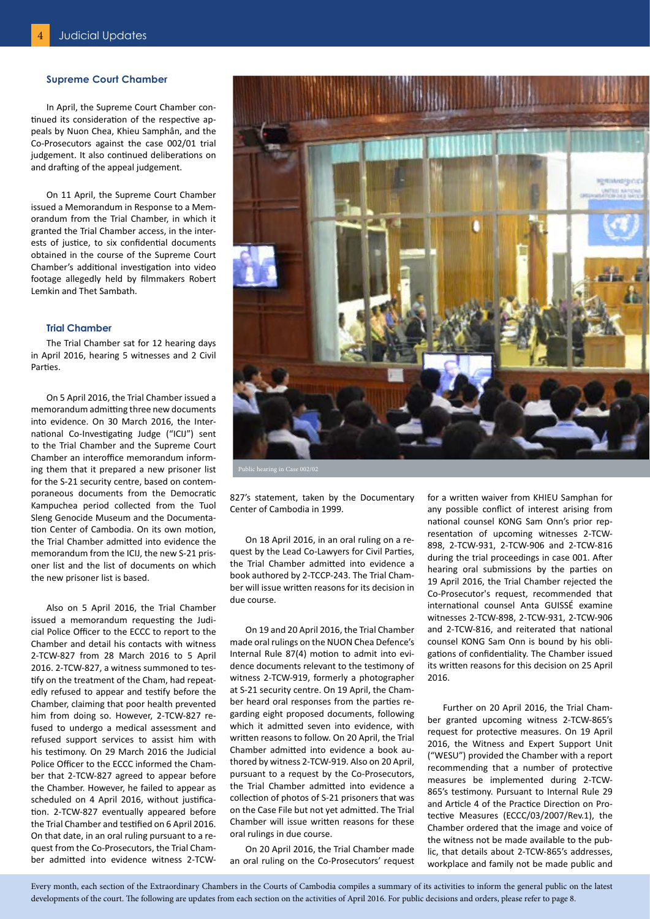## Supreme Court Chamber

In April, the Supreme Court Chamber continued its consideration of the respective appeals by Nuon Chea, Khieu Samphân, and the Co-Prosecutors against the case 002/01 trial judgement. It also continued deliberations on and drafting of the appeal judgement.

On 11 April, the Supreme Court Chamber issued a Memorandum in Response to a Memorandum from the Trial Chamber, in which it granted the Trial Chamber access, in the interests of justice, to six confidential documents obtained in the course of the Supreme Court Chamber's additional investigation into video footage allegedly held by filmmakers Robert Lemkin and Thet Sambath.

## Trial Chamber

The Trial Chamber sat for 12 hearing days in April 2016, hearing 5 witnesses and 2 Civil Parties.

On 5 April 2016, the Trial Chamber issued a memorandum admitting three new documents into evidence. On 30 March 2016, the International Co-Investigating Judge ("ICIJ") sent to the Trial Chamber and the Supreme Court Chamber an interoffice memorandum informing them that it prepared a new prisoner list for the S-21 security centre, based on contemporaneous documents from the Democratic Kampuchea period collected from the Tuol Sleng Genocide Museum and the Documentation Center of Cambodia. On its own motion, the Trial Chamber admitted into evidence the memorandum from the ICIJ, the new S-21 prisoner list and the list of documents on which the new prisoner list is based.

Also on 5 April 2016, the Trial Chamber issued a memorandum requesting the Judicial Police Officer to the ECCC to report to the Chamber and detail his contacts with witness 2-TCW-827 from 28 March 2016 to 5 April 2016. 2-TCW-827, a witness summoned to testify on the treatment of the Cham, had repeatedly refused to appear and testify before the Chamber, claiming that poor health prevented him from doing so. However, 2-TCW-827 refused to undergo a medical assessment and refused support services to assist him with his testimony. On 29 March 2016 the Judicial Police Officer to the ECCC informed the Chamber that 2-TCW-827 agreed to appear before the Chamber. However, he failed to appear as scheduled on 4 April 2016, without justification. 2-TCW-827 eventually appeared before the Trial Chamber and testified on 6 April 2016. On that date, in an oral ruling pursuant to a request from the Co-Prosecutors, the Trial Chamber admitted into evidence witness 2-TCW-827's statement, taken by the Documentary Center of Cambodia in 1999.

Public hearing in Case 002/02

On 18 April 2016, in an oral ruling on a request by the Lead Co-Lawyers for Civil Parties, the Trial Chamber admitted into evidence a book authored by 2-TCCP-243. The Trial Chamber will issue written reasons for its decision in due course.

On 19 and 20 April 2016, the Trial Chamber made oral rulings on the NUON Chea Defence's Internal Rule 87(4) motion to admit into evidence documents relevant to the testimony of witness 2-TCW-919, formerly a photographer at S-21 security centre. On 19 April, the Chamber heard oral responses from the parties regarding eight proposed documents, following which it admitted seven into evidence, with written reasons to follow. On 20 April, the Trial Chamber admitted into evidence a book authored by witness 2-TCW-919. Also on 20 April, pursuant to a request by the Co-Prosecutors, the Trial Chamber admitted into evidence a collection of photos of S-21 prisoners that was on the Case File but not yet admitted. The Trial Chamber will issue written reasons for these oral rulings in due course.

On 20 April 2016, the Trial Chamber made an oral ruling on the Co-Prosecutors' request for a written waiver from KHIEU Samphan for any possible conflict of interest arising from national counsel KONG Sam Onn's prior representation of upcoming witnesses 2-TCW-898, 2-TCW-931, 2-TCW-906 and 2-TCW-816 during the trial proceedings in case 001. After hearing oral submissions by the parties on 19 April 2016, the Trial Chamber rejected the Co-Prosecutor's request, recommended that international counsel Anta GUISSÉ examine witnesses 2-TCW-898, 2-TCW-931, 2-TCW-906 and 2-TCW-816, and reiterated that national counsel KONG Sam Onn is bound by his obligations of confidentiality. The Chamber issued its written reasons for this decision on 25 April 2016.

Further on 20 April 2016, the Trial Chamber granted upcoming witness 2-TCW-865's request for protective measures. On 19 April 2016, the Witness and Expert Support Unit ("WESU") provided the Chamber with a report recommending that a number of protective measures be implemented during 2-TCW-865's testimony. Pursuant to Internal Rule 29 and Article 4 of the Practice Direction on Protective Measures (ECCC/03/2007/Rev.1), the Chamber ordered that the image and voice of the witness not be made available to the public, that details about 2-TCW-865's addresses, workplace and family not be made public and

Every month, each section of the Extraordinary Chambers in the Courts of Cambodia compiles a summary of its activities to inform the general public on the latest developments of the court. The following are updates from each section on the activities of April 2016. For public decisions and orders, please refer to page 8.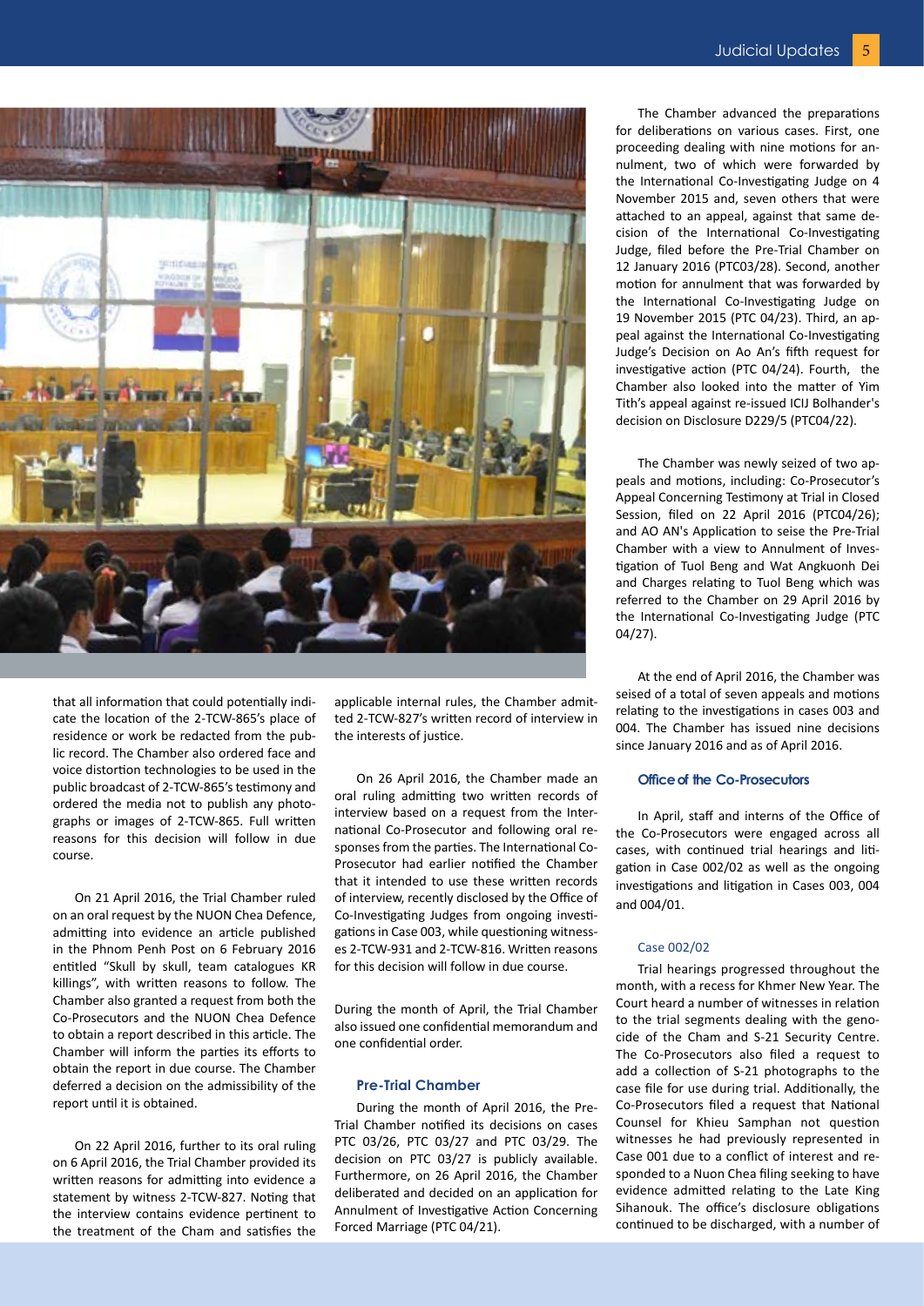that all information that could potentially indicate the location of the 2-TCW-865's place of residence or work be redacted from the public record. The Chamber also ordered face and voice distortion technologies to be used in the public broadcast of 2-TCW-865's testimony and ordered the media not to publish any photographs or images of 2-TCW-865. Full written reasons for this decision will follow in due course.

On 21 April 2016, the Trial Chamber ruled on an oral request by the NUON Chea Defence, admitting into evidence an article published in the Phnom Penh Post on 6 February 2016 entitled "Skull by skull, team catalogues KR killings", with written reasons to follow. The Chamber also granted a request from both the Co-Prosecutors and the NUON Chea Defence to obtain a report described in this article. The Chamber will inform the parties its efforts to obtain the report in due course. The Chamber deferred a decision on the admissibility of the report until it is obtained.

On 22 April 2016, further to its oral ruling on 6 April 2016, the Trial Chamber provided its written reasons for admitting into evidence a statement by witness 2-TCW-827. Noting that the interview contains evidence pertinent to the treatment of the Cham and satisfies the applicable internal rules, the Chamber admitted 2-TCW-827's written record of interview in the interests of justice.

On 26 April 2016, the Chamber made an oral ruling admitting two written records of interview based on a request from the International Co-Prosecutor and following oral responses from the parties. The International Co-Prosecutor had earlier notified the Chamber that it intended to use these written records of interview, recently disclosed by the Office of Co-Investigating Judges from ongoing investigations in Case 003, while questioning witnesses 2-TCW-931 and 2-TCW-816. Written reasons for this decision will follow in due course.

During the month of April, the Trial Chamber also issued one confidential memorandum and one confidential order.

### Pre-Trial Chamber

During the month of April 2016, the Pre-Trial Chamber notified its decisions on cases PTC 03/26, PTC 03/27 and PTC 03/29. The decision on PTC 03/27 is publicly available. Furthermore, on 26 April 2016, the Chamber deliberated and decided on an application for Annulment of Investigative Action Concerning Forced Marriage (PTC 04/21).

The Chamber advanced the preparations for deliberations on various cases. First, one proceeding dealing with nine motions for annulment, two of which were forwarded by the International Co-Investigating Judge on 4 November 2015 and, seven others that were attached to an appeal, against that same decision of the International Co-Investigating Judge, filed before the Pre-Trial Chamber on 12 January 2016 (PTC03/28). Second, another motion for annulment that was forwarded by the International Co-Investigating Judge on 19 November 2015 (PTC 04/23). Third, an appeal against the International Co-Investigating Judge's Decision on Ao An's fifth request for investigative action (PTC 04/24). Fourth, the Chamber also looked into the matter of Yim Tith's appeal against re-issued ICIJ Bolhander's decision on Disclosure D229/5 (PTC04/22).

The Chamber was newly seized of two appeals and motions, including: Co-Prosecutor's Appeal Concerning Testimony at Trial in Closed Session, filed on 22 April 2016 (PTC04/26); and AO AN's Application to seise the Pre-Trial Chamber with a view to Annulment of Investigation of Tuol Beng and Wat Angkuonh Dei and Charges relating to Tuol Beng which was referred to the Chamber on 29 April 2016 by the International Co-Investigating Judge (PTC 04/27).

At the end of April 2016, the Chamber was seised of a total of seven appeals and motions relating to the investigations in cases 003 and 004. The Chamber has issued nine decisions since January 2016 and as of April 2016.

### Office of the Co-Prosecutors

In April, staff and interns of the Office of the Co-Prosecutors were engaged across all cases, with continued trial hearings and litigation in Case 002/02 as well as the ongoing investigations and litigation in Cases 003, 004 and 004/01.

#### Case 002/02

Trial hearings progressed throughout the month, with a recess for Khmer New Year. The Court heard a number of witnesses in relation to the trial segments dealing with the genocide of the Cham and S-21 Security Centre. The Co-Prosecutors filed a request to add a collection of S-21 photographs to the case file for use during trial. Additionally, the Co-Prosecutors filed a request that National Counsel for Khieu Samphan not question witnesses he had previously represented in Case 001 due to a conflict of interest and responded to a Nuon Chea filing seeking to have evidence admitted relating to the Late King Sihanouk. The office's disclosure obligations continued to be discharged, with a number of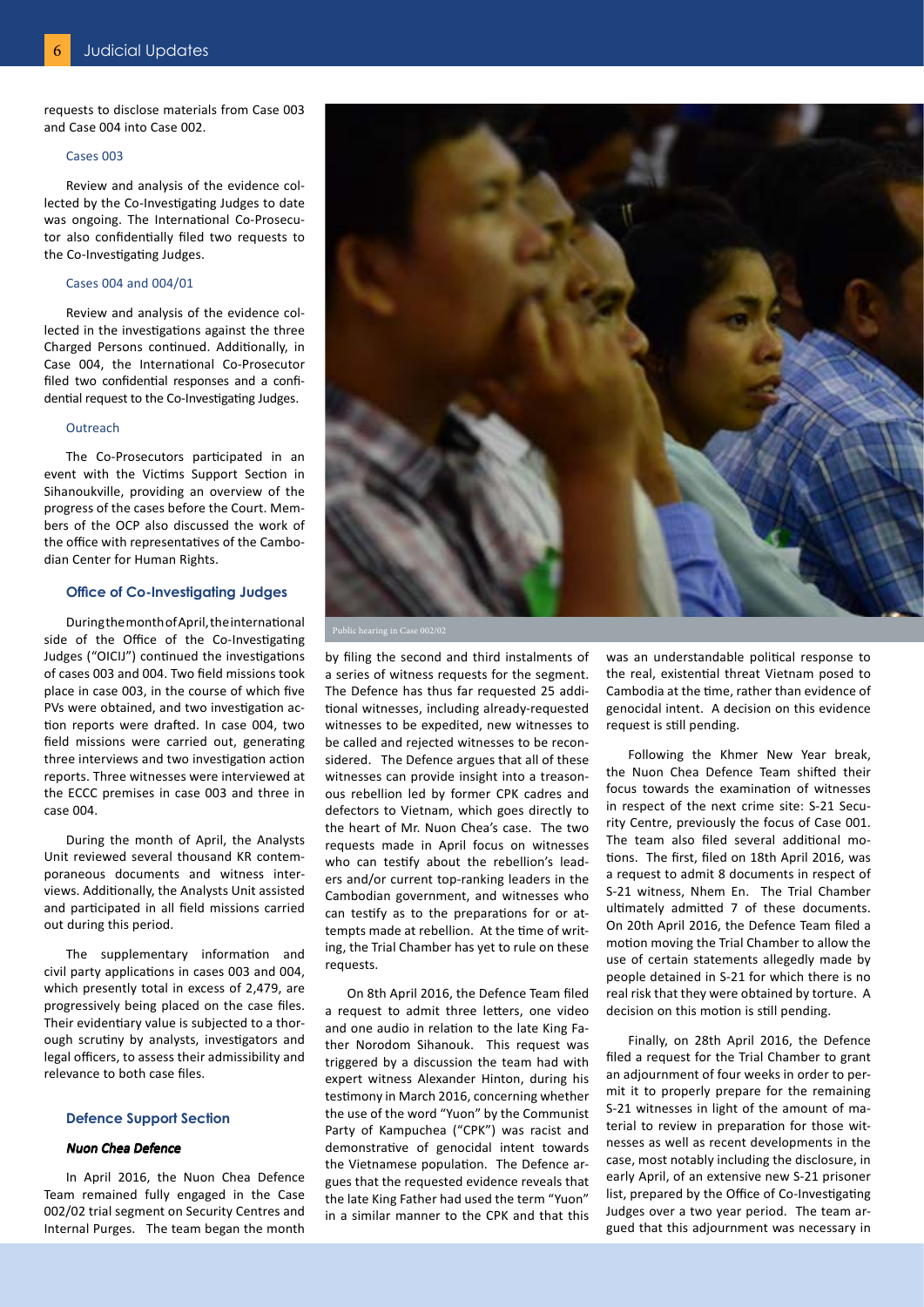requests to disclose materials from Case 003 and Case 004 into Case 002.

#### Cases 003

Review and analysis of the evidence collected by the Co-Investigating Judges to date was ongoing. The International Co-Prosecutor also confidentially filed two requests to the Co-Investigating Judges.

#### Cases 004 and 004/01

Review and analysis of the evidence collected in the investigations against the three Charged Persons continued. Additionally, in Case 004, the International Co-Prosecutor filed two confidential responses and a confidential request to the Co-Investigating Judges.

#### Outreach

The Co-Prosecutors participated in an event with the Victims Support Section in Sihanoukville, providing an overview of the progress of the cases before the Court. Members of the OCP also discussed the work of the office with representatives of the Cambodian Center for Human Rights.

### Office of Co-Investigating Judges

During the month of April, the international side of the Office of the Co-Investigating Judges ("OICIJ") continued the investigations of cases 003 and 004. Two field missions took place in case 003, in the course of which five PVs were obtained, and two investigation action reports were drafted. In case 004, two field missions were carried out, generating three interviews and two investigation action reports. Three witnesses were interviewed at the ECCC premises in case 003 and three in case 004.

During the month of April, the Analysts Unit reviewed several thousand KR contemporaneous documents and witness interviews. Additionally, the Analysts Unit assisted and participated in all field missions carried out during this period.

The supplementary information and civil party applications in cases 003 and 004, which presently total in excess of 2,479, are progressively being placed on the case files. Their evidentiary value is subjected to a thorough scrutiny by analysts, investigators and legal officers, to assess their admissibility and relevance to both case files.

### Defence Support Section

#### *Nuon Chea Defence*

In April 2016, the Nuon Chea Defence Team remained fully engaged in the Case 002/02 trial segment on Security Centres and Internal Purges. The team began the month by filing the second and third instalments of a series of witness requests for the segment. The Defence has thus far requested 25 additional witnesses, including already-requested witnesses to be expedited, new witnesses to be called and rejected witnesses to be reconsidered. The Defence argues that all of these witnesses can provide insight into a treasonous rebellion led by former CPK cadres and defectors to Vietnam, which goes directly to the heart of Mr. Nuon Chea's case. The two requests made in April focus on witnesses who can testify about the rebellion's leaders and/or current top-ranking leaders in the Cambodian government, and witnesses who can testify as to the preparations for or attempts made at rebellion. At the time of writing, the Trial Chamber has yet to rule on these requests.

Public hearing in Case 002/02

On 8th April 2016, the Defence Team filed a request to admit three letters, one video and one audio in relation to the late King Father Norodom Sihanouk. This request was triggered by a discussion the team had with expert witness Alexander Hinton, during his testimony in March 2016, concerning whether the use of the word "Yuon" by the Communist Party of Kampuchea ("CPK") was racist and demonstrative of genocidal intent towards the Vietnamese population. The Defence argues that the requested evidence reveals that the late King Father had used the term "Yuon" in a similar manner to the CPK and that this was an understandable political response to the real, existential threat Vietnam posed to Cambodia at the time, rather than evidence of genocidal intent. A decision on this evidence request is still pending.

Following the Khmer New Year break, the Nuon Chea Defence Team shifted their focus towards the examination of witnesses in respect of the next crime site: S-21 Security Centre, previously the focus of Case 001. The team also filed several additional motions. The first, filed on 18th April 2016, was a request to admit 8 documents in respect of S-21 witness, Nhem En. The Trial Chamber ultimately admitted 7 of these documents. On 20th April 2016, the Defence Team filed a motion moving the Trial Chamber to allow the use of certain statements allegedly made by people detained in S-21 for which there is no real risk that they were obtained by torture. A decision on this motion is still pending.

Finally, on 28th April 2016, the Defence filed a request for the Trial Chamber to grant an adjournment of four weeks in order to permit it to properly prepare for the remaining S-21 witnesses in light of the amount of material to review in preparation for those witnesses as well as recent developments in the case, most notably including the disclosure, in early April, of an extensive new S-21 prisoner list, prepared by the Office of Co-Investigating Judges over a two year period. The team argued that this adjournment was necessary in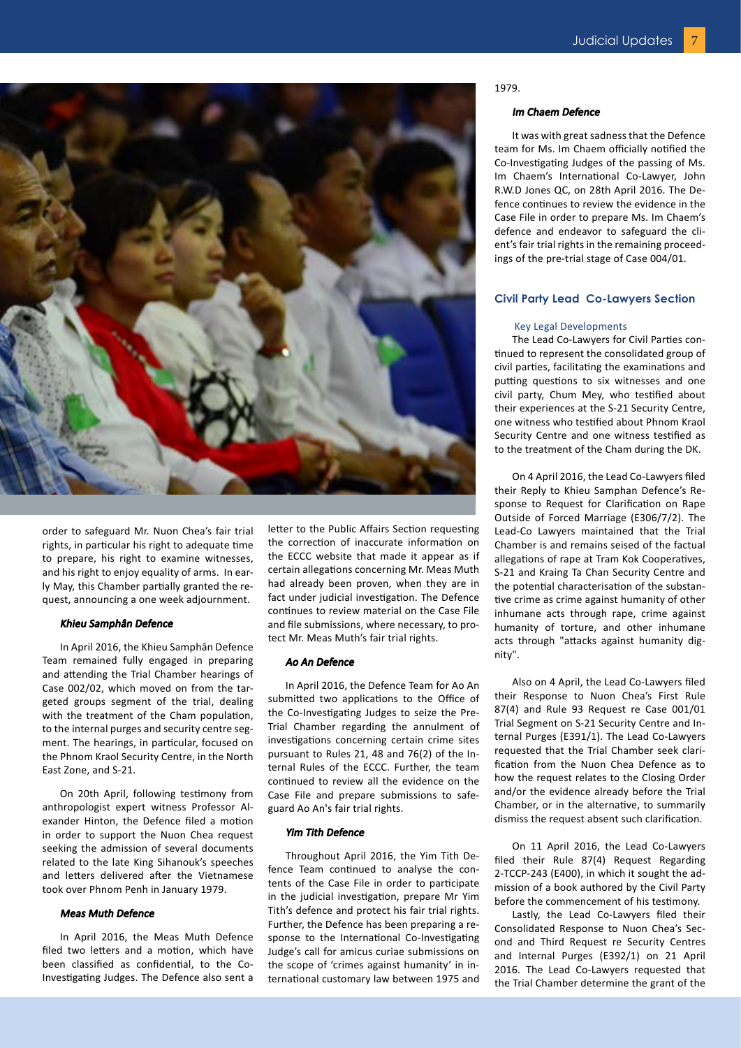order to safeguard Mr. Nuon Chea's fair trial rights, in particular his right to adequate time to prepare, his right to examine witnesses, and his right to enjoy equality of arms. In early May, this Chamber partially granted the request, announcing a one week adjournment.

#### *Khieu Samphân Defence*

In April 2016, the Khieu Samphân Defence Team remained fully engaged in preparing and attending the Trial Chamber hearings of Case 002/02, which moved on from the targeted groups segment of the trial, dealing with the treatment of the Cham population, to the internal purges and security centre segment. The hearings, in particular, focused on the Phnom Kraol Security Centre, in the North East Zone, and S-21.

On 20th April, following testimony from anthropologist expert witness Professor Alexander Hinton, the Defence filed a motion in order to support the Nuon Chea request seeking the admission of several documents related to the late King Sihanouk's speeches and letters delivered after the Vietnamese took over Phnom Penh in January 1979.

#### *Meas Muth Defence*

In April 2016, the Meas Muth Defence filed two letters and a motion, which have been classified as confidential, to the Co-Investigating Judges. The Defence also sent a letter to the Public Affairs Section requesting the correction of inaccurate information on the ECCC website that made it appear as if certain allegations concerning Mr. Meas Muth had already been proven, when they are in fact under judicial investigation. The Defence continues to review material on the Case File and file submissions, where necessary, to protect Mr. Meas Muth's fair trial rights.

#### *Ao An Defence*

In April 2016, the Defence Team for Ao An submitted two applications to the Office of the Co-Investigating Judges to seize the Pre-Trial Chamber regarding the annulment of investigations concerning certain crime sites pursuant to Rules 21, 48 and 76(2) of the Internal Rules of the ECCC. Further, the team continued to review all the evidence on the Case File and prepare submissions to safeguard Ao An's fair trial rights.

#### *Yim Tith Defence*

Throughout April 2016, the Yim Tith Defence Team continued to analyse the contents of the Case File in order to participate in the judicial investigation, prepare Mr Yim Tith's defence and protect his fair trial rights. Further, the Defence has been preparing a response to the International Co-Investigating Judge's call for amicus curiae submissions on the scope of 'crimes against humanity' in international customary law between 1975 and 1979.

#### *Im Chaem Defence*

It was with great sadness that the Defence team for Ms. Im Chaem officially notified the Co-Investigating Judges of the passing of Ms. Im Chaem's International Co-Lawyer, John R.W.D Jones QC, on 28th April 2016. The Defence continues to review the evidence in the Case File in order to prepare Ms. Im Chaem's defence and endeavor to safeguard the client's fair trial rights in the remaining proceedings of the pre-trial stage of Case 004/01.

### Civil Party Lead Co-Lawyers Section

#### Key Legal Developments

The Lead Co-Lawyers for Civil Parties continued to represent the consolidated group of civil parties, facilitating the examinations and putting questions to six witnesses and one civil party, Chum Mey, who testified about their experiences at the S-21 Security Centre, one witness who testified about Phnom Kraol Security Centre and one witness testified as to the treatment of the Cham during the DK.

On 4 April 2016, the Lead Co-Lawyers filed their Reply to Khieu Samphan Defence's Response to Request for Clarification on Rape Outside of Forced Marriage (E306/7/2). The Lead-Co Lawyers maintained that the Trial Chamber is and remains seised of the factual allegations of rape at Tram Kok Cooperatives, S-21 and Kraing Ta Chan Security Centre and the potential characterisation of the substantive crime as crime against humanity of other inhumane acts through rape, crime against humanity of torture, and other inhumane acts through "attacks against humanity dignity".

Also on 4 April, the Lead Co-Lawyers filed their Response to Nuon Chea's First Rule 87(4) and Rule 93 Request re Case 001/01 Trial Segment on S-21 Security Centre and Internal Purges (E391/1). The Lead Co-Lawyers requested that the Trial Chamber seek clarification from the Nuon Chea Defence as to how the request relates to the Closing Order and/or the evidence already before the Trial Chamber, or in the alternative, to summarily dismiss the request absent such clarification.

On 11 April 2016, the Lead Co-Lawyers filed their Rule 87(4) Request Regarding 2-TCCP-243 (E400), in which it sought the admission of a book authored by the Civil Party before the commencement of his testimony.

Lastly, the Lead Co-Lawyers filed their Consolidated Response to Nuon Chea's Second and Third Request re Security Centres and Internal Purges (E392/1) on 21 April 2016. The Lead Co-Lawyers requested that the Trial Chamber determine the grant of the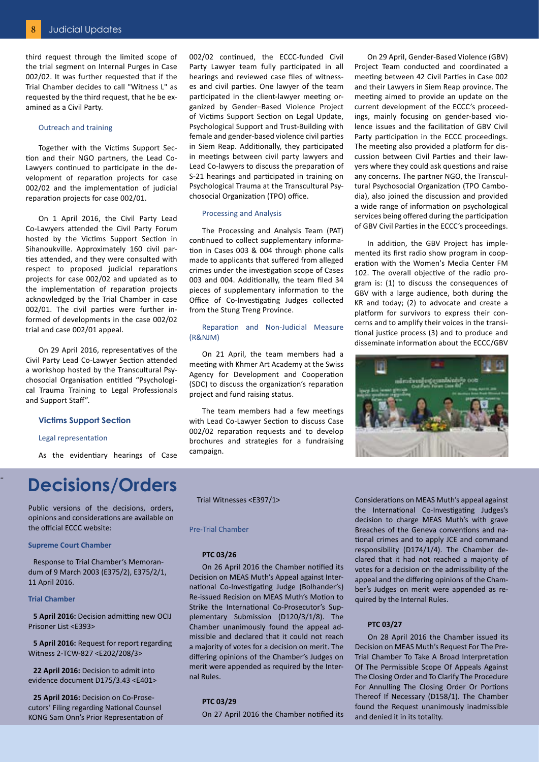third request through the limited scope of the trial segment on Internal Purges in Case 002/02. It was further requested that if the Trial Chamber decides to call "Witness L" as requested by the third request, that he be examined as a Civil Party.

#### Outreach and training

Together with the Victims Support Section and their NGO partners, the Lead Co-Lawyers continued to participate in the development of reparation projects for case 002/02 and the implementation of judicial reparation projects for case 002/01.

On 1 April 2016, the Civil Party Lead Co-Lawyers attended the Civil Party Forum hosted by the Victims Support Section in Sihanoukville. Approximately 160 civil parties attended, and they were consulted with respect to proposed judicial reparations projects for case 002/02 and updated as to the implementation of reparation projects acknowledged by the Trial Chamber in case 002/01. The civil parties were further informed of developments in the case 002/02 trial and case 002/01 appeal.

On 29 April 2016, representatives of the Civil Party Lead Co-Lawyer Section attended a workshop hosted by the Transcultural Psychosocial Organisation entitled "Psychological Trauma Training to Legal Professionals and Support Staff".

### Victims Support Section

#### Legal representation

As the evidentiary hearings of Case 002/02 continued, the ECCC-funded Civil Party Lawyer team fully participated in all hearings and reviewed case files of witnesses and civil parties. One lawyer of the team participated in the client-lawyer meeting organized by Gender–Based Violence Project of Victims Support Section on Legal Update, Psychological Support and Trust-Building with female and gender-based violence civil parties in Siem Reap. Additionally, they participated in meetings between civil party lawyers and Lead Co-lawyers to discuss the preparation of S-21 hearings and participated in training on Psychological Trauma at the Transcultural Psychosocial Organization (TPO) office.

#### Processing and Analysis

The Processing and Analysis Team (PAT) continued to collect supplementary information in Cases 003 & 004 through phone calls made to applicants that suffered from alleged crimes under the investigation scope of Cases 003 and 004. Additionally, the team filed 34 pieces of supplementary information to the Office of Co-Investigating Judges collected from the Stung Treng Province.

#### Reparation and Non-Judicial Measure (R&NJM)

On 21 April, the team members had a meeting with Khmer Art Academy at the Swiss Agency for Development and Cooperation (SDC) to discuss the organization's reparation project and fund raising status.

The team members had a few meetings with Lead Co-Lawyer Section to discuss Case 002/02 reparation requests and to develop brochures and strategies for a fundraising campaign.

On 29 April, Gender-Based Violence (GBV) Project Team conducted and coordinated a meeting between 42 Civil Parties in Case 002 and their Lawyers in Siem Reap province. The meeting aimed to provide an update on the current development of the ECCC's proceedings, mainly focusing on gender-based violence issues and the facilitation of GBV Civil Party participation in the ECCC proceedings. The meeting also provided a platform for discussion between Civil Parties and their lawyers where they could ask questions and raise any concerns. The partner NGO, the Transcultural Psychosocial Organization (TPO Cambodia), also joined the discussion and provided a wide range of information on psychological services being offered during the participation of GBV Civil Parties in the ECCC's proceedings.

In addition, the GBV Project has implemented its first radio show program in cooperation with the Women's Media Center FM 102. The overall objective of the radio program is: (1) to discuss the consequences of GBV with a large audience, both during the KR and today; (2) to advocate and create a platform for survivors to express their concerns and to amplify their voices in the transitional justice process (3) and to produce and disseminate information about the ECCC/GBV

# Decisions/Orders

Public versions of the decisions, orders, opinions and considerations are available on the official ECCC website:

### Supreme Court Chamber

Response to Trial Chamber's Memorandum of 9 March 2003 (E375/2), E375/2/1, 11 April 2016.

### Trial Chamber

**5 April 2016:** Decision admitting new OCIJ Prisoner List <E393>

**5 April 2016:** Request for report regarding Witness 2-TCW-827 <E202/208/3>

**22 April 2016:** Decision to admit into evidence document D175/3.43 <E401>

**25 April 2016:** Decision on Co-Prosecutors' Filing regarding National Counsel KONG Sam Onn's Prior Representation of Trial Witnesses <E397/1>

### Pre-Trial Chamber

#### PTC 03/26

On 26 April 2016 the Chamber notified its Decision on MEAS Muth's Appeal against International Co-Investigating Judge (Bolhander's) Re-issued Recision on MEAS Muth's Motion to Strike the International Co-Prosecutor's Supplementary Submission (D120/3/1/8). The Chamber unanimously found the appeal admissible and declared that it could not reach a majority of votes for a decision on merit. The differing opinions of the Chamber's Judges on merit were appended as required by the Internal Rules.

#### PTC 03/29

On 27 April 2016 the Chamber notified its Considerations on MEAS Muth's appeal against the International Co-Investigating Judges's decision to charge MEAS Muth's with grave Breaches of the Geneva conventions and national crimes and to apply JCE and command responsibility (D174/1/4). The Chamber declared that it had not reached a majority of votes for a decision on the admissibility of the appeal and the differing opinions of the Chamber's Judges on merit were appended as required by the Internal Rules.

#### PTC 03/27

On 28 April 2016 the Chamber issued its Decision on MEAS Muth's Request For The Pre-Trial Chamber To Take A Broad Interpretation Of The Permissible Scope Of Appeals Against The Closing Order and To Clarify The Procedure For Annulling The Closing Order Or Portions Thereof If Necessary (D158/1). The Chamber found the Request unanimously inadmissible and denied it in its totality.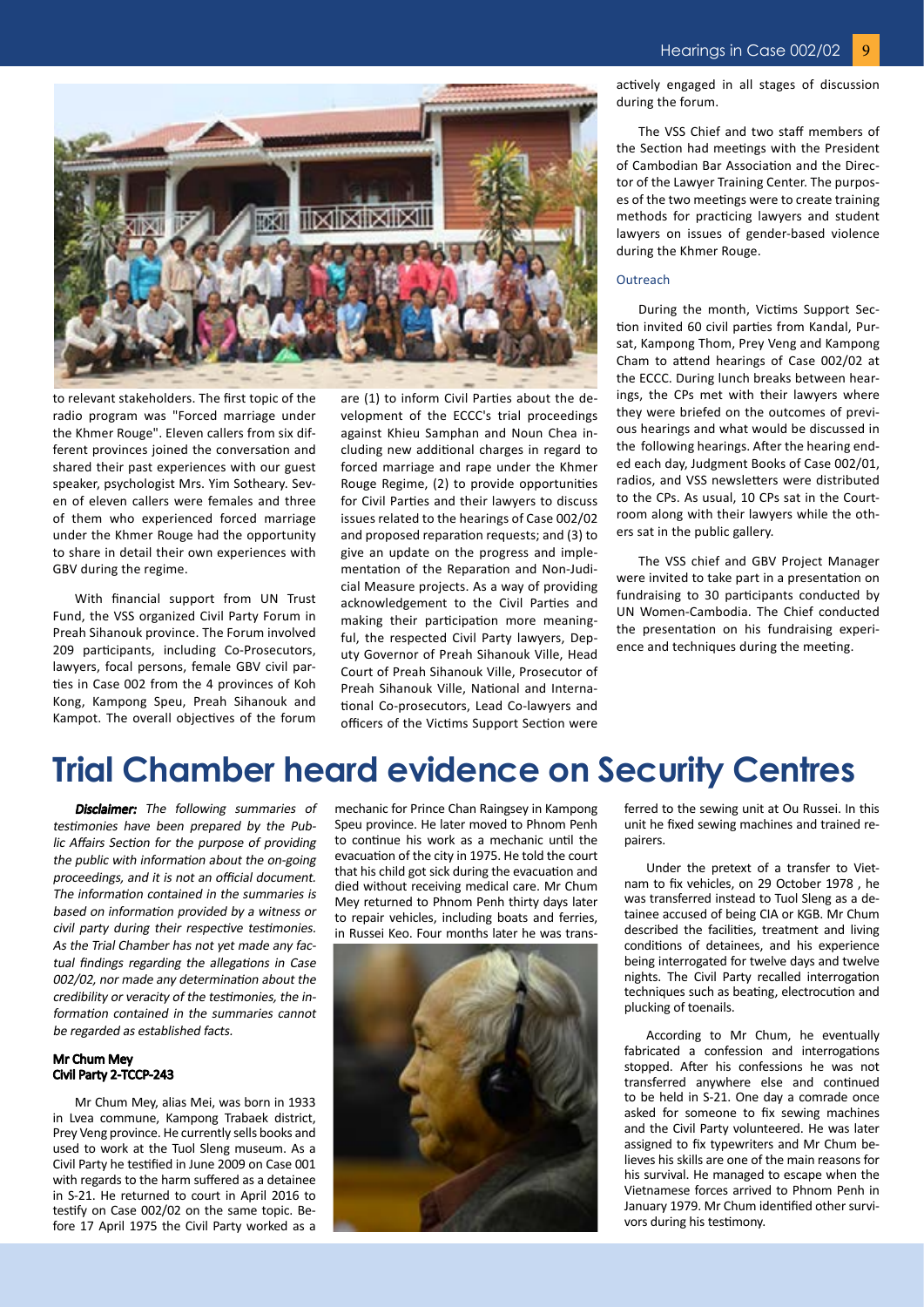to relevant stakeholders. The first topic of the radio program was "Forced marriage under the Khmer Rouge". Eleven callers from six different provinces joined the conversation and shared their past experiences with our guest speaker, psychologist Mrs. Yim Sotheary. Seven of eleven callers were females and three of them who experienced forced marriage under the Khmer Rouge had the opportunity to share in detail their own experiences with GBV during the regime.

With financial support from UN Trust Fund, the VSS organized Civil Party Forum in Preah Sihanouk province. The Forum involved 209 participants, including Co-Prosecutors, lawyers, focal persons, female GBV civil parties in Case 002 from the 4 provinces of Koh Kong, Kampong Speu, Preah Sihanouk and Kampot. The overall objectives of the forum are (1) to inform Civil Parties about the development of the ECCC's trial proceedings against Khieu Samphan and Noun Chea including new additional charges in regard to forced marriage and rape under the Khmer Rouge Regime, (2) to provide opportunities for Civil Parties and their lawyers to discuss issues related to the hearings of Case 002/02 and proposed reparation requests; and (3) to give an update on the progress and implementation of the Reparation and Non-Judicial Measure projects. As a way of providing acknowledgement to the Civil Parties and making their participation more meaningful, the respected Civil Party lawyers, Deputy Governor of Preah Sihanouk Ville, Head Court of Preah Sihanouk Ville, Prosecutor of Preah Sihanouk Ville, National and International Co-prosecutors, Lead Co-lawyers and officers of the Victims Support Section were actively engaged in all stages of discussion during the forum.

The VSS Chief and two staff members of the Section had meetings with the President of Cambodian Bar Association and the Director of the Lawyer Training Center. The purposes of the two meetings were to create training methods for practicing lawyers and student lawyers on issues of gender-based violence during the Khmer Rouge.

### Outreach

During the month, Victims Support Section invited 60 civil parties from Kandal, Pursat, Kampong Thom, Prey Veng and Kampong Cham to attend hearings of Case 002/02 at the ECCC. During lunch breaks between hearings, the CPs met with their lawyers where they were briefed on the outcomes of previous hearings and what would be discussed in the following hearings. After the hearing ended each day, Judgment Books of Case 002/01, radios, and VSS newsletters were distributed to the CPs. As usual, 10 CPs sat in the Courtroom along with their lawyers while the others sat in the public gallery.

The VSS chief and GBV Project Manager were invited to take part in a presentation on fundraising to 30 participants conducted by UN Women-Cambodia. The Chief conducted the presentation on his fundraising experience and techniques during the meeting.

# Trial Chamber heard evidence on Security Centres

***Disclaimer:*** *The following summaries of testimonies have been prepared by the Public Affairs Section for the purpose of providing the public with information about the on-going proceedings, and it is not an official document. The information contained in the summaries is based on information provided by a witness or civil party during their respective testimonies. As the Trial Chamber has not yet made any factual findings regarding the allegations in Case 002/02, nor made any determination about the credibility or veracity of the testimonies, the information contained in the summaries cannot be regarded as established facts.*

**Mr Chum Mey**
**Civil Party 2-TCCP-243**

Mr Chum Mey, alias Mei, was born in 1933 in Lvea commune, Kampong Trabaek district, Prey Veng province. He currently sells books and used to work at the Tuol Sleng museum. As a Civil Party he testified in June 2009 on Case 001 with regards to the harm suffered as a detainee in S-21. He returned to court in April 2016 to testify on Case 002/02 on the same topic. Before 17 April 1975 the Civil Party worked as a mechanic for Prince Chan Raingsey in Kampong Speu province. He later moved to Phnom Penh to continue his work as a mechanic until the evacuation of the city in 1975. He told the court that his child got sick during the evacuation and died without receiving medical care. Mr Chum Mey returned to Phnom Penh thirty days later to repair vehicles, including boats and ferries, in Russei Keo. Four months later he was transferred to the sewing unit at Ou Russei. In this unit he fixed sewing machines and trained repairers.

Under the pretext of a transfer to Vietnam to fix vehicles, on 29 October 1978 , he was transferred instead to Tuol Sleng as a detainee accused of being CIA or KGB. Mr Chum described the facilities, treatment and living conditions of detainees, and his experience being interrogated for twelve days and twelve nights. The Civil Party recalled interrogation techniques such as beating, electrocution and plucking of toenails.

According to Mr Chum, he eventually fabricated a confession and interrogations stopped. After his confessions he was not transferred anywhere else and continued to be held in S-21. One day a comrade once asked for someone to fix sewing machines and the Civil Party volunteered. He was later assigned to fix typewriters and Mr Chum believes his skills are one of the main reasons for his survival. He managed to escape when the Vietnamese forces arrived to Phnom Penh in January 1979. Mr Chum identified other survivors during his testimony.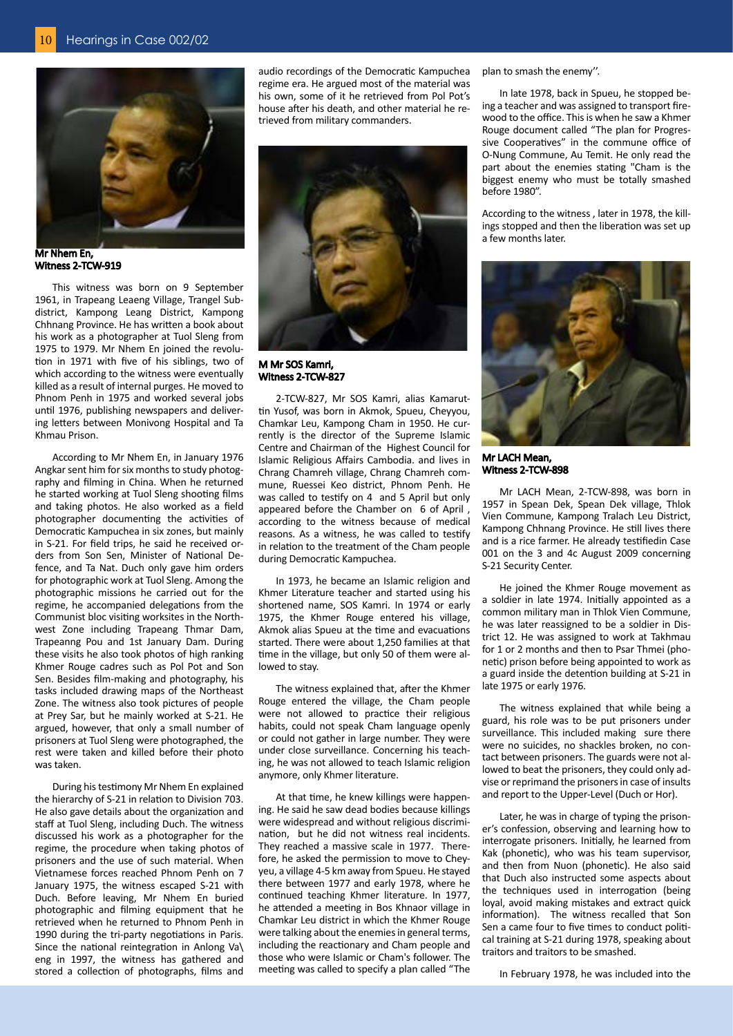**Mr Nhem En, Witness 2-TCW-919**

This witness was born on 9 September 1961, in Trapeang Leaeng Village, Trangel Subdistrict, Kampong Leang District, Kampong Chhnang Province. He has written a book about his work as a photographer at Tuol Sleng from 1975 to 1979. Mr Nhem En joined the revolution in 1971 with five of his siblings, two of which according to the witness were eventually killed as a result of internal purges. He moved to Phnom Penh in 1975 and worked several jobs until 1976, publishing newspapers and delivering letters between Monivong Hospital and Ta Khmau Prison.

According to Mr Nhem En, in January 1976 Angkar sent him for six months to study photography and filming in China. When he returned he started working at Tuol Sleng shooting films and taking photos. He also worked as a field photographer documenting the activities of Democratic Kampuchea in six zones, but mainly in S-21. For field trips, he said he received orders from Son Sen, Minister of National Defence, and Ta Nat. Duch only gave him orders for photographic work at Tuol Sleng. Among the photographic missions he carried out for the regime, he accompanied delegations from the Communist bloc visiting worksites in the Northwest Zone including Trapeang Thmar Dam, Trapeanng Pou and 1st January Dam. During these visits he also took photos of high ranking Khmer Rouge cadres such as Pol Pot and Son Sen. Besides film-making and photography, his tasks included drawing maps of the Northeast Zone. The witness also took pictures of people at Prey Sar, but he mainly worked at S-21. He argued, however, that only a small number of prisoners at Tuol Sleng were photographed, the rest were taken and killed before their photo was taken.

During his testimony Mr Nhem En explained the hierarchy of S-21 in relation to Division 703. He also gave details about the organization and staff at Tuol Sleng, including Duch. The witness discussed his work as a photographer for the regime, the procedure when taking photos of prisoners and the use of such material. When Vietnamese forces reached Phnom Penh on 7 January 1975, the witness escaped S-21 with Duch. Before leaving, Mr Nhem En buried photographic and filming equipment that he retrieved when he returned to Phnom Penh in 1990 during the tri-party negotiations in Paris. Since the national reintegration in Anlong Va\ eng in 1997, the witness has gathered and stored a collection of photographs, films and audio recordings of the Democratic Kampuchea regime era. He argued most of the material was his own, some of it he retrieved from Pol Pot's house after his death, and other material he retrieved from military commanders.

**M Mr SOS Kamri, Witness 2-TCW-827**

2-TCW-827, Mr SOS Kamri, alias Kamaruttin Yusof, was born in Akmok, Spueu, Cheyyou, Chamkar Leu, Kampong Cham in 1950. He currently is the director of the Supreme Islamic Centre and Chairman of the Highest Council for Islamic Religious Affairs Cambodia. and lives in Chrang Chamreh village, Chrang Chamreh commune, Ruessei Keo district, Phnom Penh. He was called to testify on 4 and 5 April but only appeared before the Chamber on 6 of April , according to the witness because of medical reasons. As a witness, he was called to testify in relation to the treatment of the Cham people during Democratic Kampuchea.

In 1973, he became an Islamic religion and Khmer Literature teacher and started using his shortened name, SOS Kamri. In 1974 or early 1975, the Khmer Rouge entered his village, Akmok alias Spueu at the time and evacuations started. There were about 1,250 families at that time in the village, but only 50 of them were allowed to stay.

The witness explained that, after the Khmer Rouge entered the village, the Cham people were not allowed to practice their religious habits, could not speak Cham language openly or could not gather in large number. They were under close surveillance. Concerning his teaching, he was not allowed to teach Islamic religion anymore, only Khmer literature.

At that time, he knew killings were happening. He said he saw dead bodies because killings were widespread and without religious discrimination, but he did not witness real incidents. They reached a massive scale in 1977. Therefore, he asked the permission to move to Cheyyeu, a village 4-5 km away from Spueu. He stayed there between 1977 and early 1978, where he continued teaching Khmer literature. In 1977, he attended a meeting in Bos Khnaor village in Chamkar Leu district in which the Khmer Rouge were talking about the enemies in general terms, including the reactionary and Cham people and those who were Islamic or Cham's follower. The meeting was called to specify a plan called "The plan to smash the enemy''.

In late 1978, back in Spueu, he stopped being a teacher and was assigned to transport firewood to the office. This is when he saw a Khmer Rouge document called "The plan for Progressive Cooperatives" in the commune office of O-Nung Commune, Au Temit. He only read the part about the enemies stating "Cham is the biggest enemy who must be totally smashed before 1980".

According to the witness , later in 1978, the killings stopped and then the liberation was set up a few months later.

**Mr LACH Mean, Witness 2-TCW-898**

Mr LACH Mean, 2-TCW-898, was born in 1957 in Spean Dek, Spean Dek village, Thlok Vien Commune, Kampong Tralach Leu District, Kampong Chhnang Province. He still lives there and is a rice farmer. He already testifiedin Case 001 on the 3 and 4c August 2009 concerning S-21 Security Center.

He joined the Khmer Rouge movement as a soldier in late 1974. Initially appointed as a common military man in Thlok Vien Commune, he was later reassigned to be a soldier in District 12. He was assigned to work at Takhmau for 1 or 2 months and then to Psar Thmei (phonetic) prison before being appointed to work as a guard inside the detention building at S-21 in late 1975 or early 1976.

The witness explained that while being a guard, his role was to be put prisoners under surveillance. This included making sure there were no suicides, no shackles broken, no contact between prisoners. The guards were not allowed to beat the prisoners, they could only advise or reprimand the prisoners in case of insults and report to the Upper-Level (Duch or Hor).

Later, he was in charge of typing the prisoner's confession, observing and learning how to interrogate prisoners. Initially, he learned from Kak (phonetic), who was his team supervisor, and then from Nuon (phonetic). He also said that Duch also instructed some aspects about the techniques used in interrogation (being loyal, avoid making mistakes and extract quick information). The witness recalled that Son Sen a came four to five times to conduct political training at S-21 during 1978, speaking about traitors and traitors to be smashed.

In February 1978, he was included into the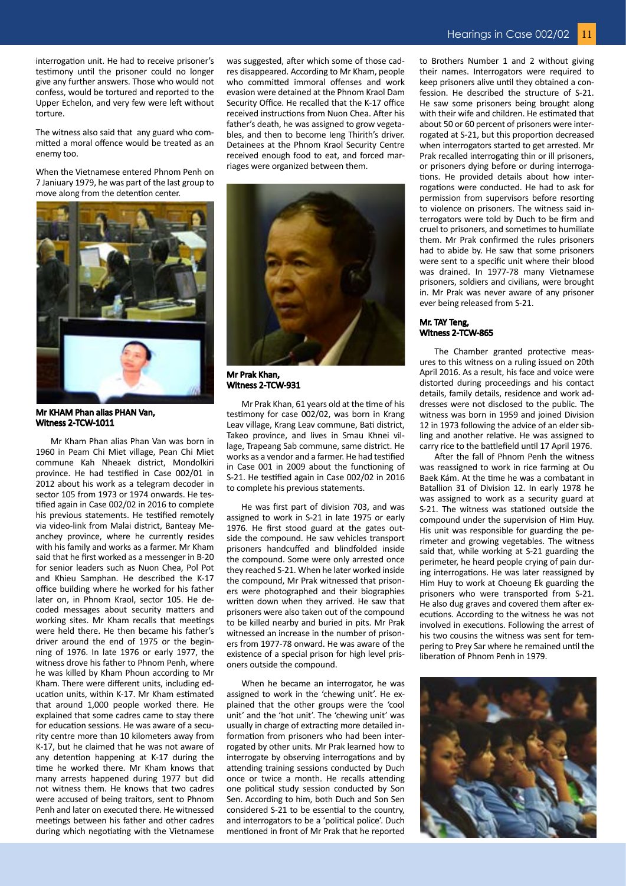interrogation unit. He had to receive prisoner's testimony until the prisoner could no longer give any further answers. Those who would not confess, would be tortured and reported to the Upper Echelon, and very few were left without torture.

The witness also said that any guard who committed a moral offence would be treated as an enemy too.

When the Vietnamese entered Phnom Penh on 7 Janiuary 1979, he was part of the last group to move along from the detention center.

**Mr KHAM Phan alias PHAN Van, Witness 2-TCW-1011**

Mr Kham Phan alias Phan Van was born in 1960 in Peam Chi Miet village, Pean Chi Miet commune Kah Nheaek district, Mondolkiri province. He had testified in Case 002/01 in 2012 about his work as a telegram decoder in sector 105 from 1973 or 1974 onwards. He testified again in Case 002/02 in 2016 to complete his previous statements. He testified remotely via video-link from Malai district, Banteay Meanchey province, where he currently resides with his family and works as a farmer. Mr Kham said that he first worked as a messenger in B-20 for senior leaders such as Nuon Chea, Pol Pot and Khieu Samphan. He described the K-17 office building where he worked for his father later on, in Phnom Kraol, sector 105. He decoded messages about security matters and working sites. Mr Kham recalls that meetings were held there. He then became his father's driver around the end of 1975 or the beginning of 1976. In late 1976 or early 1977, the witness drove his father to Phnom Penh, where he was killed by Kham Phoun according to Mr Kham. There were different units, including education units, within K-17. Mr Kham estimated that around 1,000 people worked there. He explained that some cadres came to stay there for education sessions. He was aware of a security centre more than 10 kilometers away from K-17, but he claimed that he was not aware of any detention happening at K-17 during the time he worked there. Mr Kham knows that many arrests happened during 1977 but did not witness them. He knows that two cadres were accused of being traitors, sent to Phnom Penh and later on executed there. He witnessed meetings between his father and other cadres during which negotiating with the Vietnamese was suggested, after which some of those cadres disappeared. According to Mr Kham, people who committed immoral offenses and work evasion were detained at the Phnom Kraol Dam Security Office. He recalled that the K-17 office received instructions from Nuon Chea. After his father's death, he was assigned to grow vegetables, and then to become Ieng Thirith's driver. Detainees at the Phnom Kraol Security Centre received enough food to eat, and forced marriages were organized between them.

**Mr Prak Khan, Witness 2-TCW-931**

Mr Prak Khan, 61 years old at the time of his testimony for case 002/02, was born in Krang Leav village, Krang Leav commune, Bati district, Takeo province, and lives in Smau Khnei village, Trapeang Sab commune, same district. He works as a vendor and a farmer. He had testified in Case 001 in 2009 about the functioning of S-21. He testified again in Case 002/02 in 2016 to complete his previous statements.

He was first part of division 703, and was assigned to work in S-21 in late 1975 or early 1976. He first stood guard at the gates outside the compound. He saw vehicles transport prisoners handcuffed and blindfolded inside the compound. Some were only arrested once they reached S-21. When he later worked inside the compound, Mr Prak witnessed that prisoners were photographed and their biographies written down when they arrived. He saw that prisoners were also taken out of the compound to be killed nearby and buried in pits. Mr Prak witnessed an increase in the number of prisoners from 1977-78 onward. He was aware of the existence of a special prison for high level prisoners outside the compound.

When he became an interrogator, he was assigned to work in the 'chewing unit'. He explained that the other groups were the 'cool unit' and the 'hot unit'. The 'chewing unit' was usually in charge of extracting more detailed information from prisoners who had been interrogated by other units. Mr Prak learned how to interrogate by observing interrogations and by attending training sessions conducted by Duch once or twice a month. He recalls attending one political study session conducted by Son Sen. According to him, both Duch and Son Sen considered S-21 to be essential to the country, and interrogators to be a 'political police'. Duch mentioned in front of Mr Prak that he reported to Brothers Number 1 and 2 without giving their names. Interrogators were required to keep prisoners alive until they obtained a confession. He described the structure of S-21. He saw some prisoners being brought along with their wife and children. He estimated that about 50 or 60 percent of prisoners were interrogated at S-21, but this proportion decreased when interrogators started to get arrested. Mr Prak recalled interrogating thin or ill prisoners, or prisoners dying before or during interrogations. He provided details about how interrogations were conducted. He had to ask for permission from supervisors before resorting to violence on prisoners. The witness said interrogators were told by Duch to be firm and cruel to prisoners, and sometimes to humiliate them. Mr Prak confirmed the rules prisoners had to abide by. He saw that some prisoners were sent to a specific unit where their blood was drained. In 1977-78 many Vietnamese prisoners, soldiers and civilians, were brought in. Mr Prak was never aware of any prisoner ever being released from S-21.

**Mr. TAY Teng, Witness 2-TCW-865**

The Chamber granted protective measures to this witness on a ruling issued on 20th April 2016. As a result, his face and voice were distorted during proceedings and his contact details, family details, residence and work addresses were not disclosed to the public. The witness was born in 1959 and joined Division 12 in 1973 following the advice of an elder sibling and another relative. He was assigned to carry rice to the battlefield until 17 April 1976.

After the fall of Phnom Penh the witness was reassigned to work in rice farming at Ou Baek Kám. At the time he was a combatant in Batallion 31 of Division 12. In early 1978 he was assigned to work as a security guard at S-21. The witness was stationed outside the compound under the supervision of Him Huy. His unit was responsible for guarding the perimeter and growing vegetables. The witness said that, while working at S-21 guarding the perimeter, he heard people crying of pain during interrogations. He was later reassigned by Him Huy to work at Choeung Ek guarding the prisoners who were transported from S-21. He also dug graves and covered them after executions. According to the witness he was not involved in executions. Following the arrest of his two cousins the witness was sent for tempering to Prey Sar where he remained until the liberation of Phnom Penh in 1979.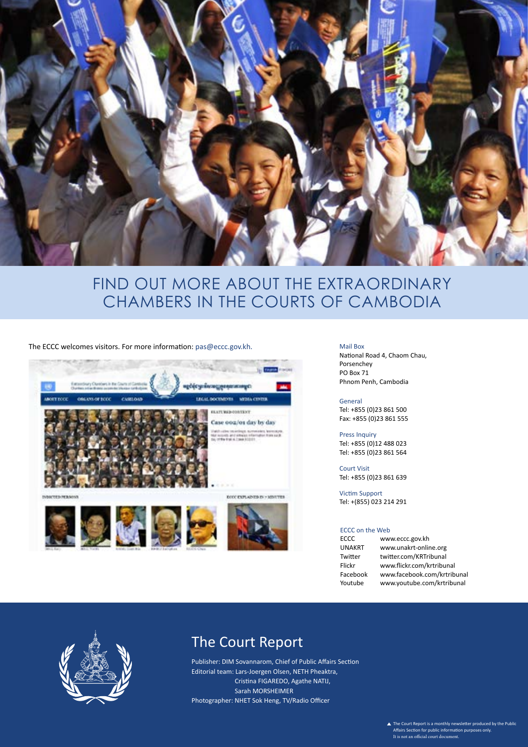# FIND OUT MORE ABOUT THE EXTRAORDINARY CHAMBERS IN THE COURTS OF CAMBODIA

The ECCC welcomes visitors. For more information: pas@eccc.gov.kh.

Mail Box
National Road 4, Chaom Chau,
Porsenchey
PO Box 71
Phnom Penh, Cambodia

General
Tel: +855 (0)23 861 500
Fax: +855 (0)23 861 555

Press Inquiry
Tel: +855 (0)12 488 023
Tel: +855 (0)23 861 564

Court Visit
Tel: +855 (0)23 861 639

Victim Support
Tel: +(855) 023 214 291

ECCC on the Web

| | |
|---|---|
| ECCC | www.eccc.gov.kh |
| UNAKRT | www.unakrt-online.org |
| Twitter | twitter.com/KRTribunal |
| Flickr | www.flickr.com/krtribunal |
| Facebook | www.facebook.com/krtribunal |
| Youtube | www.youtube.com/krtribunal |

## The Court Report

Publisher: DIM Sovannarom, Chief of Public Affairs Section
Editorial team: Lars-Joergen Olsen, NETH Pheaktra,
Cristina FIGAREDO, Agathe NATIJ,
Sarah MORSHEIMER
Photographer: NHET Sok Heng, TV/Radio Officer

▲ The Court Report is a monthly newsletter produced by the Public Affairs Section for public information purposes only.
It is not an official court document.